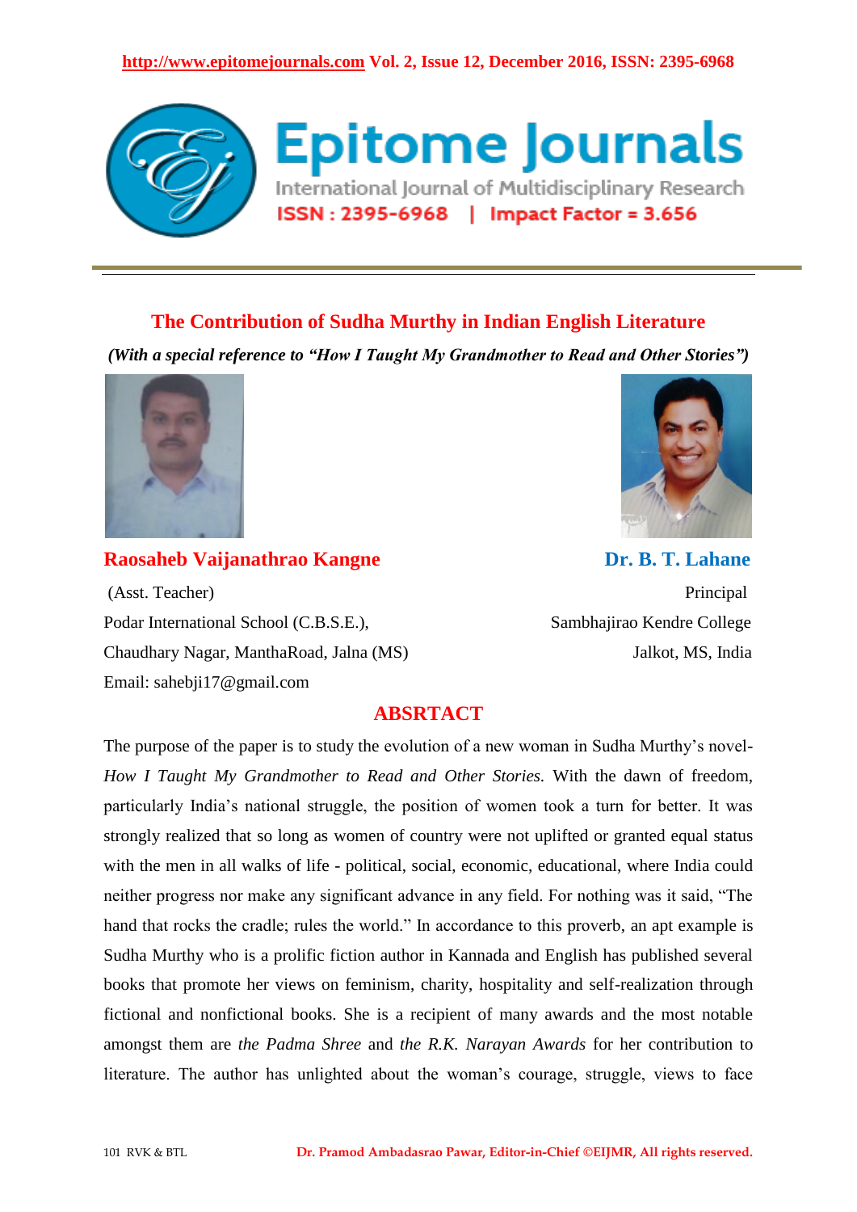# The Contribution of Sudha Murthy in Indian English Literature

***(With a special reference to "How I Taught My Grandmother to Read and Other Stories")***

**Raosaheb Vaijanathrao Kangne**

(Asst. Teacher)
Podar International School (C.B.S.E.),
Chaudhary Nagar, ManthaRoad, Jalna (MS)
Email: sahebji17@gmail.com

**Dr. B. T. Lahane**

Principal
Sambhajirao Kendre College
Jalkot, MS, India

## ABSRTACT

The purpose of the paper is to study the evolution of a new woman in Sudha Murthy's novel- *How I Taught My Grandmother to Read and Other Stories.* With the dawn of freedom, particularly India's national struggle, the position of women took a turn for better. It was strongly realized that so long as women of country were not uplifted or granted equal status with the men in all walks of life - political, social, economic, educational, where India could neither progress nor make any significant advance in any field. For nothing was it said, "The hand that rocks the cradle; rules the world." In accordance to this proverb, an apt example is Sudha Murthy who is a prolific fiction author in Kannada and English has published several books that promote her views on feminism, charity, hospitality and self-realization through fictional and nonfictional books. She is a recipient of many awards and the most notable amongst them are *the Padma Shree* and *the R.K. Narayan Awards* for her contribution to literature. The author has unlighted about the woman's courage, struggle, views to face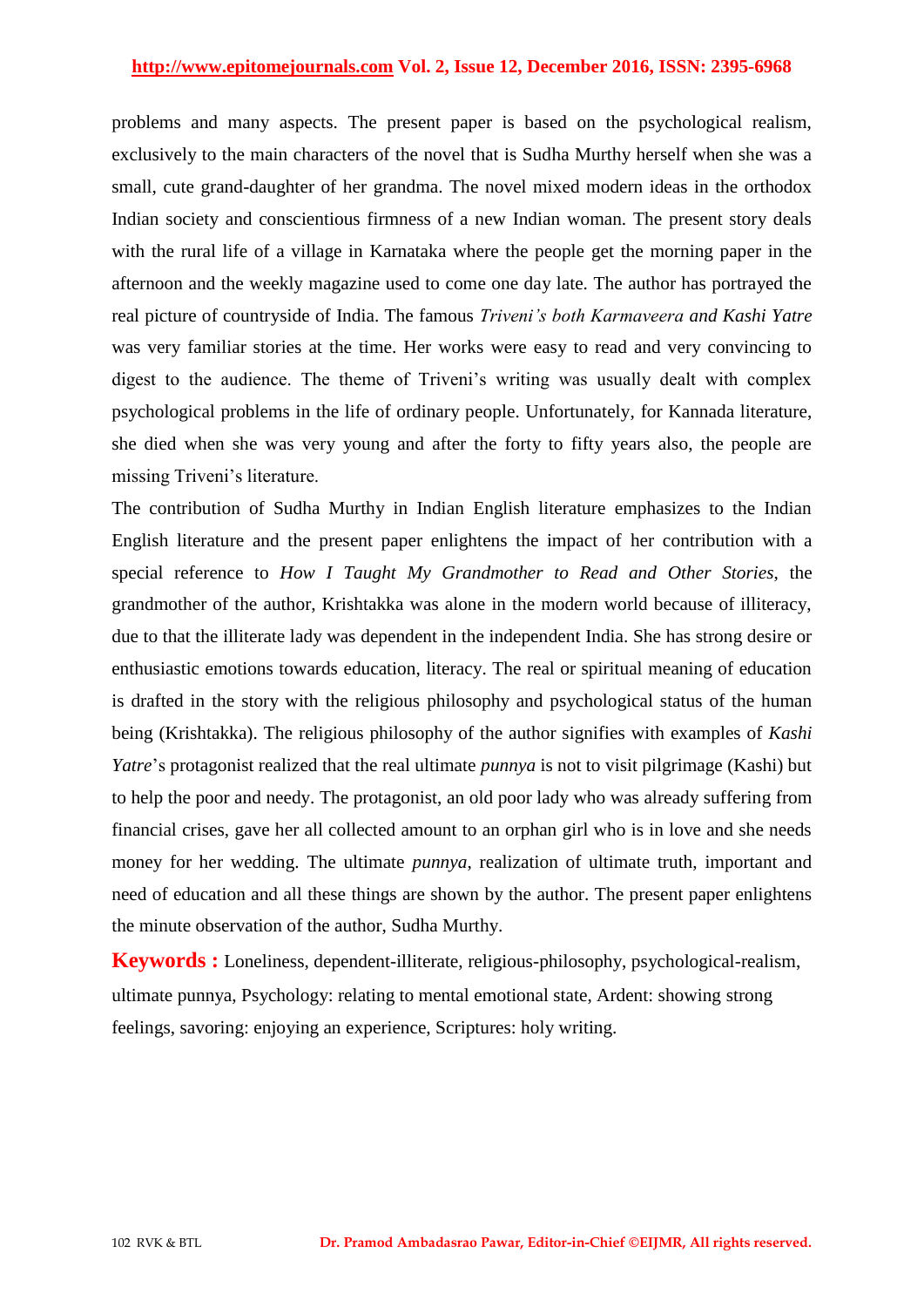problems and many aspects. The present paper is based on the psychological realism, exclusively to the main characters of the novel that is Sudha Murthy herself when she was a small, cute grand-daughter of her grandma. The novel mixed modern ideas in the orthodox Indian society and conscientious firmness of a new Indian woman. The present story deals with the rural life of a village in Karnataka where the people get the morning paper in the afternoon and the weekly magazine used to come one day late. The author has portrayed the real picture of countryside of India. The famous *Triveni's both Karmaveera and Kashi Yatre* was very familiar stories at the time. Her works were easy to read and very convincing to digest to the audience. The theme of Triveni's writing was usually dealt with complex psychological problems in the life of ordinary people. Unfortunately, for Kannada literature, she died when she was very young and after the forty to fifty years also, the people are missing Triveni's literature.

The contribution of Sudha Murthy in Indian English literature emphasizes to the Indian English literature and the present paper enlightens the impact of her contribution with a special reference to *How I Taught My Grandmother to Read and Other Stories*, the grandmother of the author, Krishtakka was alone in the modern world because of illiteracy, due to that the illiterate lady was dependent in the independent India. She has strong desire or enthusiastic emotions towards education, literacy. The real or spiritual meaning of education is drafted in the story with the religious philosophy and psychological status of the human being (Krishtakka). The religious philosophy of the author signifies with examples of *Kashi Yatre*'s protagonist realized that the real ultimate *punnya* is not to visit pilgrimage (Kashi) but to help the poor and needy. The protagonist, an old poor lady who was already suffering from financial crises, gave her all collected amount to an orphan girl who is in love and she needs money for her wedding. The ultimate *punnya*, realization of ultimate truth, important and need of education and all these things are shown by the author. The present paper enlightens the minute observation of the author, Sudha Murthy.

**Keywords :** Loneliness, dependent-illiterate, religious-philosophy, psychological-realism, ultimate punnya, Psychology: relating to mental emotional state, Ardent: showing strong feelings, savoring: enjoying an experience, Scriptures: holy writing.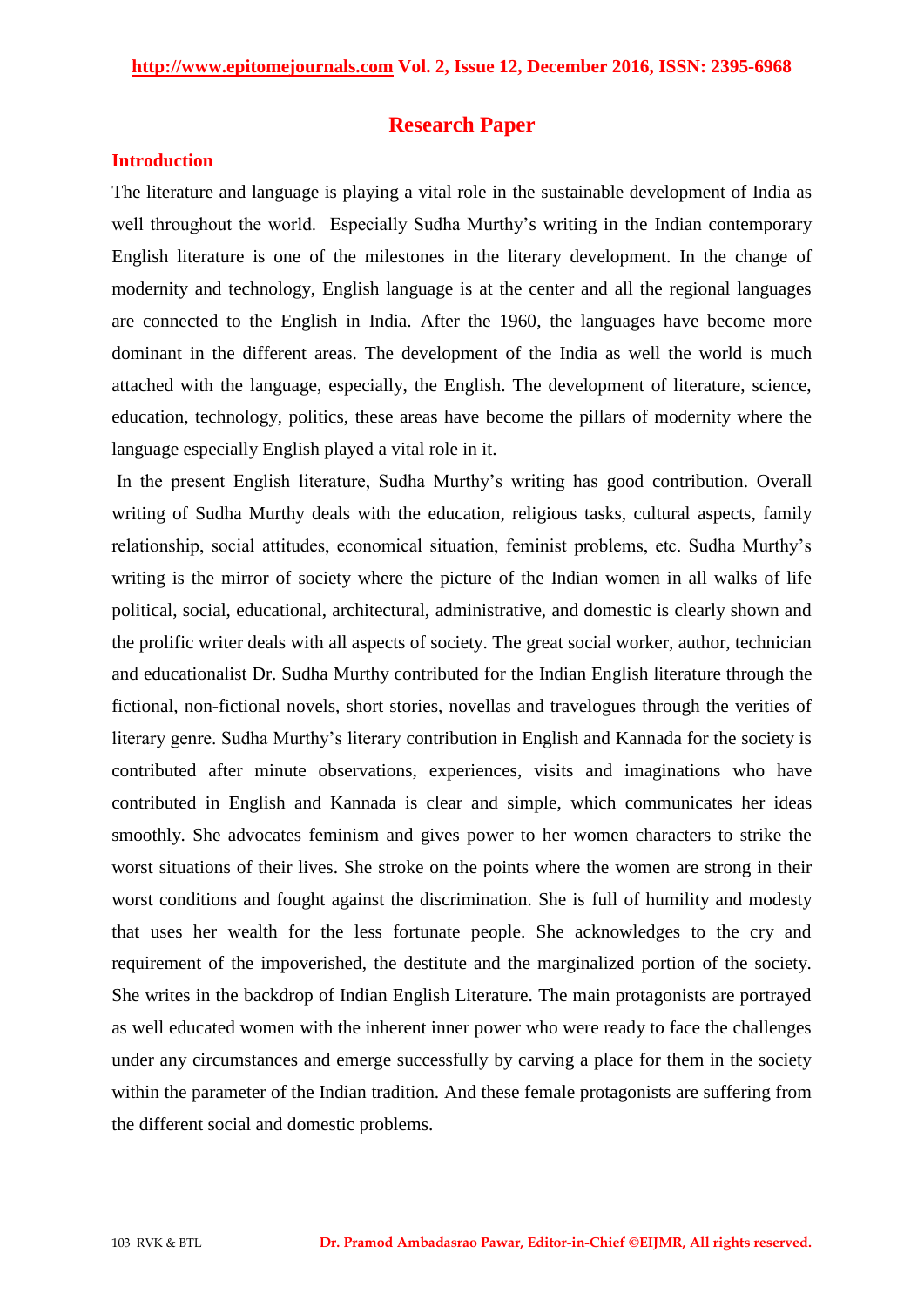## Research Paper

### Introduction

The literature and language is playing a vital role in the sustainable development of India as well throughout the world. Especially Sudha Murthy's writing in the Indian contemporary English literature is one of the milestones in the literary development. In the change of modernity and technology, English language is at the center and all the regional languages are connected to the English in India. After the 1960, the languages have become more dominant in the different areas. The development of the India as well the world is much attached with the language, especially, the English. The development of literature, science, education, technology, politics, these areas have become the pillars of modernity where the language especially English played a vital role in it.

In the present English literature, Sudha Murthy's writing has good contribution. Overall writing of Sudha Murthy deals with the education, religious tasks, cultural aspects, family relationship, social attitudes, economical situation, feminist problems, etc. Sudha Murthy's writing is the mirror of society where the picture of the Indian women in all walks of life political, social, educational, architectural, administrative, and domestic is clearly shown and the prolific writer deals with all aspects of society. The great social worker, author, technician and educationalist Dr. Sudha Murthy contributed for the Indian English literature through the fictional, non-fictional novels, short stories, novellas and travelogues through the verities of literary genre. Sudha Murthy's literary contribution in English and Kannada for the society is contributed after minute observations, experiences, visits and imaginations who have contributed in English and Kannada is clear and simple, which communicates her ideas smoothly. She advocates feminism and gives power to her women characters to strike the worst situations of their lives. She stroke on the points where the women are strong in their worst conditions and fought against the discrimination. She is full of humility and modesty that uses her wealth for the less fortunate people. She acknowledges to the cry and requirement of the impoverished, the destitute and the marginalized portion of the society. She writes in the backdrop of Indian English Literature. The main protagonists are portrayed as well educated women with the inherent inner power who were ready to face the challenges under any circumstances and emerge successfully by carving a place for them in the society within the parameter of the Indian tradition. And these female protagonists are suffering from the different social and domestic problems.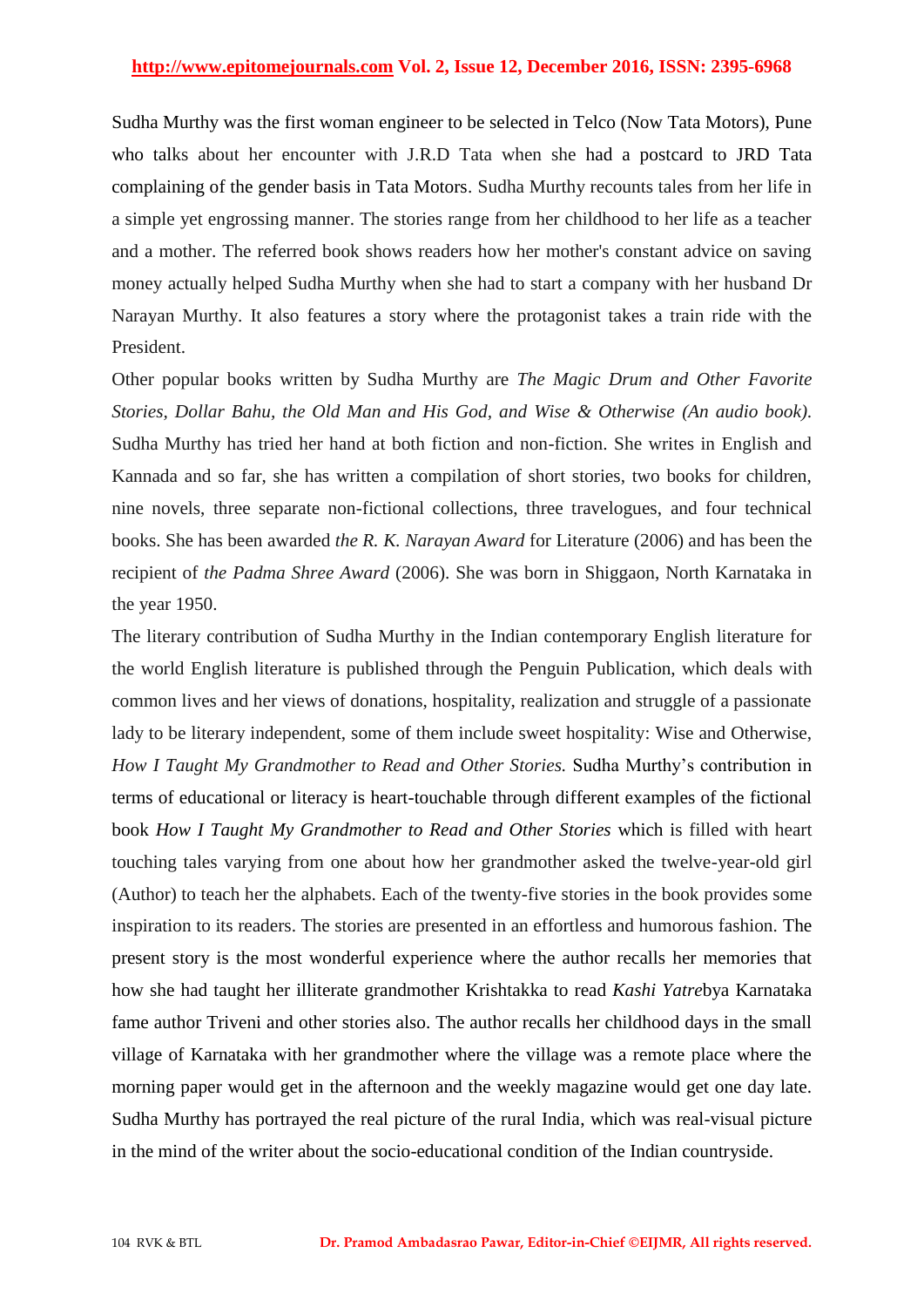Sudha Murthy was the first woman engineer to be selected in Telco (Now Tata Motors), Pune who talks about her encounter with J.R.D Tata when she had a postcard to JRD Tata complaining of the gender basis in Tata Motors. Sudha Murthy recounts tales from her life in a simple yet engrossing manner. The stories range from her childhood to her life as a teacher and a mother. The referred book shows readers how her mother's constant advice on saving money actually helped Sudha Murthy when she had to start a company with her husband Dr Narayan Murthy. It also features a story where the protagonist takes a train ride with the President.

Other popular books written by Sudha Murthy are *The Magic Drum and Other Favorite Stories, Dollar Bahu, the Old Man and His God, and Wise & Otherwise (An audio book).* Sudha Murthy has tried her hand at both fiction and non-fiction. She writes in English and Kannada and so far, she has written a compilation of short stories, two books for children, nine novels, three separate non-fictional collections, three travelogues, and four technical books. She has been awarded *the R. K. Narayan Award* for Literature (2006) and has been the recipient of *the Padma Shree Award* (2006). She was born in Shiggaon, North Karnataka in the year 1950.

The literary contribution of Sudha Murthy in the Indian contemporary English literature for the world English literature is published through the Penguin Publication, which deals with common lives and her views of donations, hospitality, realization and struggle of a passionate lady to be literary independent, some of them include sweet hospitality: Wise and Otherwise, *How I Taught My Grandmother to Read and Other Stories.* Sudha Murthy's contribution in terms of educational or literacy is heart-touchable through different examples of the fictional book *How I Taught My Grandmother to Read and Other Stories* which is filled with heart touching tales varying from one about how her grandmother asked the twelve-year-old girl (Author) to teach her the alphabets. Each of the twenty-five stories in the book provides some inspiration to its readers. The stories are presented in an effortless and humorous fashion. The present story is the most wonderful experience where the author recalls her memories that how she had taught her illiterate grandmother Krishtakka to read *Kashi Yatre*bya Karnataka fame author Triveni and other stories also. The author recalls her childhood days in the small village of Karnataka with her grandmother where the village was a remote place where the morning paper would get in the afternoon and the weekly magazine would get one day late. Sudha Murthy has portrayed the real picture of the rural India, which was real-visual picture in the mind of the writer about the socio-educational condition of the Indian countryside.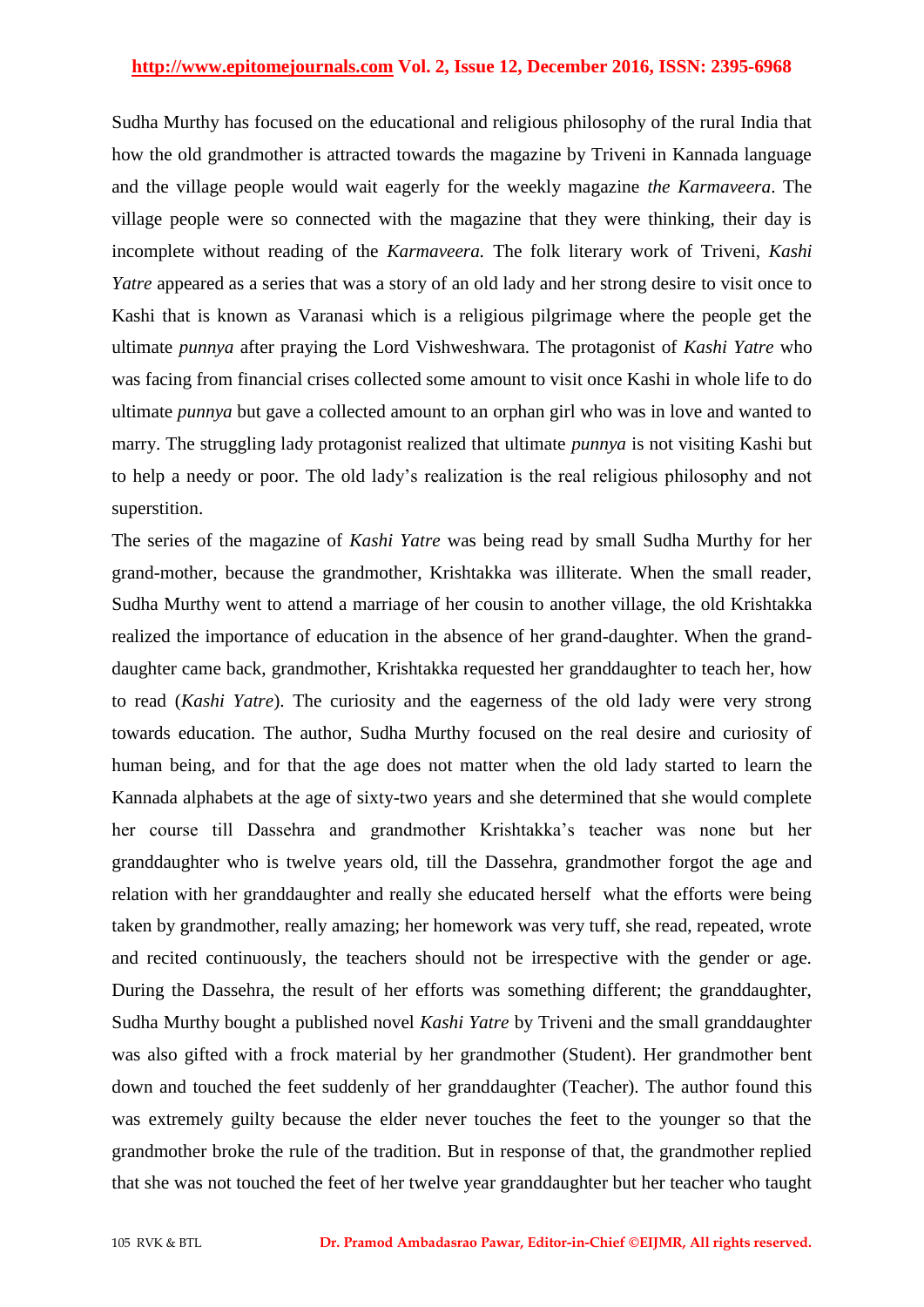Sudha Murthy has focused on the educational and religious philosophy of the rural India that how the old grandmother is attracted towards the magazine by Triveni in Kannada language and the village people would wait eagerly for the weekly magazine *the Karmaveera*. The village people were so connected with the magazine that they were thinking, their day is incomplete without reading of the *Karmaveera.* The folk literary work of Triveni, *Kashi Yatre* appeared as a series that was a story of an old lady and her strong desire to visit once to Kashi that is known as Varanasi which is a religious pilgrimage where the people get the ultimate *punnya* after praying the Lord Vishweshwara. The protagonist of *Kashi Yatre* who was facing from financial crises collected some amount to visit once Kashi in whole life to do ultimate *punnya* but gave a collected amount to an orphan girl who was in love and wanted to marry. The struggling lady protagonist realized that ultimate *punnya* is not visiting Kashi but to help a needy or poor. The old lady's realization is the real religious philosophy and not superstition.

The series of the magazine of *Kashi Yatre* was being read by small Sudha Murthy for her grand-mother, because the grandmother, Krishtakka was illiterate. When the small reader, Sudha Murthy went to attend a marriage of her cousin to another village, the old Krishtakka realized the importance of education in the absence of her grand-daughter. When the grand-daughter came back, grandmother, Krishtakka requested her granddaughter to teach her, how to read (*Kashi Yatre*). The curiosity and the eagerness of the old lady were very strong towards education. The author, Sudha Murthy focused on the real desire and curiosity of human being, and for that the age does not matter when the old lady started to learn the Kannada alphabets at the age of sixty-two years and she determined that she would complete her course till Dassehra and grandmother Krishtakka's teacher was none but her granddaughter who is twelve years old, till the Dassehra, grandmother forgot the age and relation with her granddaughter and really she educated herself what the efforts were being taken by grandmother, really amazing; her homework was very tuff, she read, repeated, wrote and recited continuously, the teachers should not be irrespective with the gender or age. During the Dassehra, the result of her efforts was something different; the granddaughter, Sudha Murthy bought a published novel *Kashi Yatre* by Triveni and the small granddaughter was also gifted with a frock material by her grandmother (Student). Her grandmother bent down and touched the feet suddenly of her granddaughter (Teacher). The author found this was extremely guilty because the elder never touches the feet to the younger so that the grandmother broke the rule of the tradition. But in response of that, the grandmother replied that she was not touched the feet of her twelve year granddaughter but her teacher who taught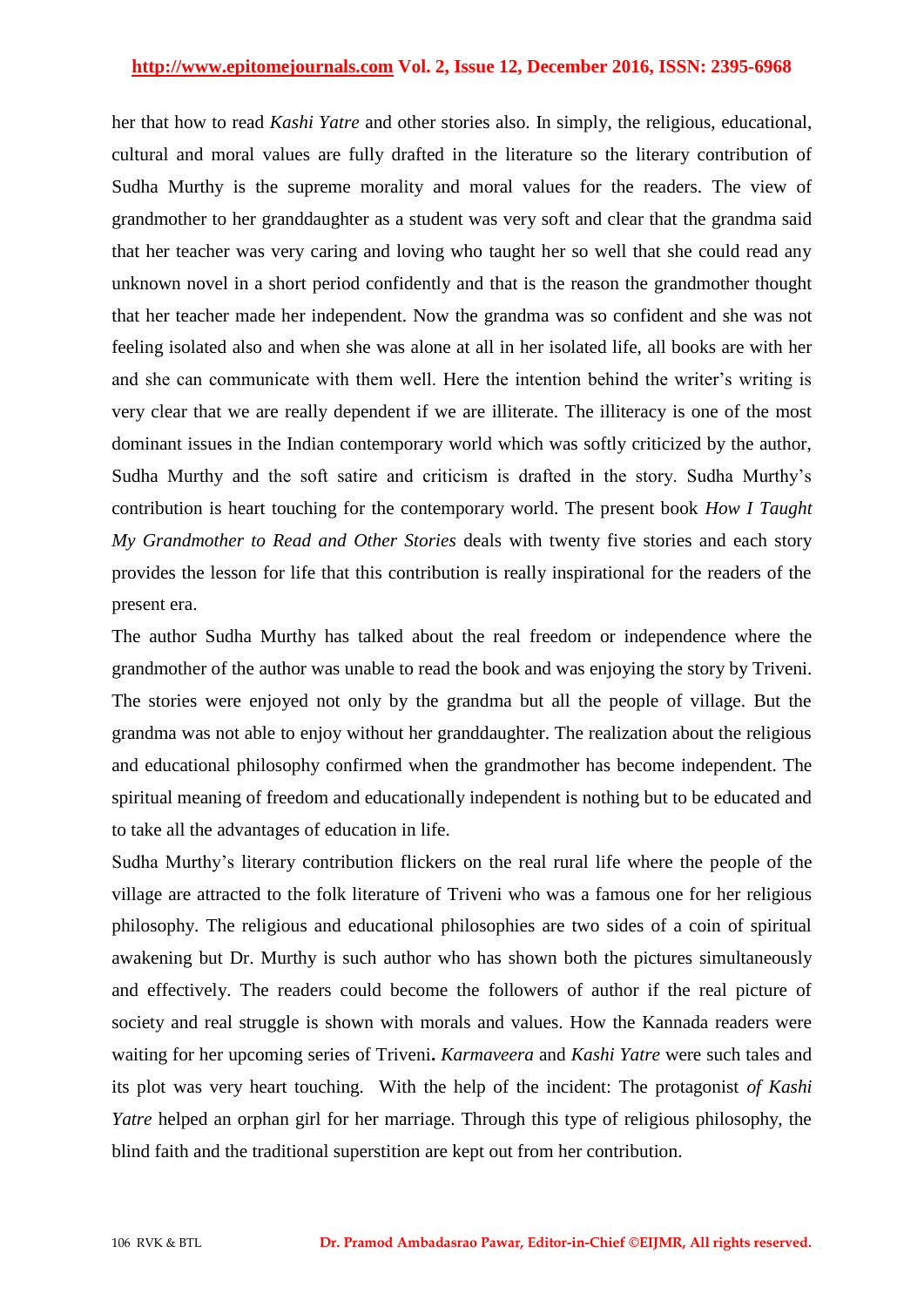her that how to read *Kashi Yatre* and other stories also. In simply, the religious, educational, cultural and moral values are fully drafted in the literature so the literary contribution of Sudha Murthy is the supreme morality and moral values for the readers. The view of grandmother to her granddaughter as a student was very soft and clear that the grandma said that her teacher was very caring and loving who taught her so well that she could read any unknown novel in a short period confidently and that is the reason the grandmother thought that her teacher made her independent. Now the grandma was so confident and she was not feeling isolated also and when she was alone at all in her isolated life, all books are with her and she can communicate with them well. Here the intention behind the writer's writing is very clear that we are really dependent if we are illiterate. The illiteracy is one of the most dominant issues in the Indian contemporary world which was softly criticized by the author, Sudha Murthy and the soft satire and criticism is drafted in the story. Sudha Murthy's contribution is heart touching for the contemporary world. The present book *How I Taught My Grandmother to Read and Other Stories* deals with twenty five stories and each story provides the lesson for life that this contribution is really inspirational for the readers of the present era.

The author Sudha Murthy has talked about the real freedom or independence where the grandmother of the author was unable to read the book and was enjoying the story by Triveni. The stories were enjoyed not only by the grandma but all the people of village. But the grandma was not able to enjoy without her granddaughter. The realization about the religious and educational philosophy confirmed when the grandmother has become independent. The spiritual meaning of freedom and educationally independent is nothing but to be educated and to take all the advantages of education in life.

Sudha Murthy's literary contribution flickers on the real rural life where the people of the village are attracted to the folk literature of Triveni who was a famous one for her religious philosophy. The religious and educational philosophies are two sides of a coin of spiritual awakening but Dr. Murthy is such author who has shown both the pictures simultaneously and effectively. The readers could become the followers of author if the real picture of society and real struggle is shown with morals and values. How the Kannada readers were waiting for her upcoming series of Triveni**.** *Karmaveera* and *Kashi Yatre* were such tales and its plot was very heart touching. With the help of the incident: The protagonist *of Kashi Yatre* helped an orphan girl for her marriage. Through this type of religious philosophy, the blind faith and the traditional superstition are kept out from her contribution.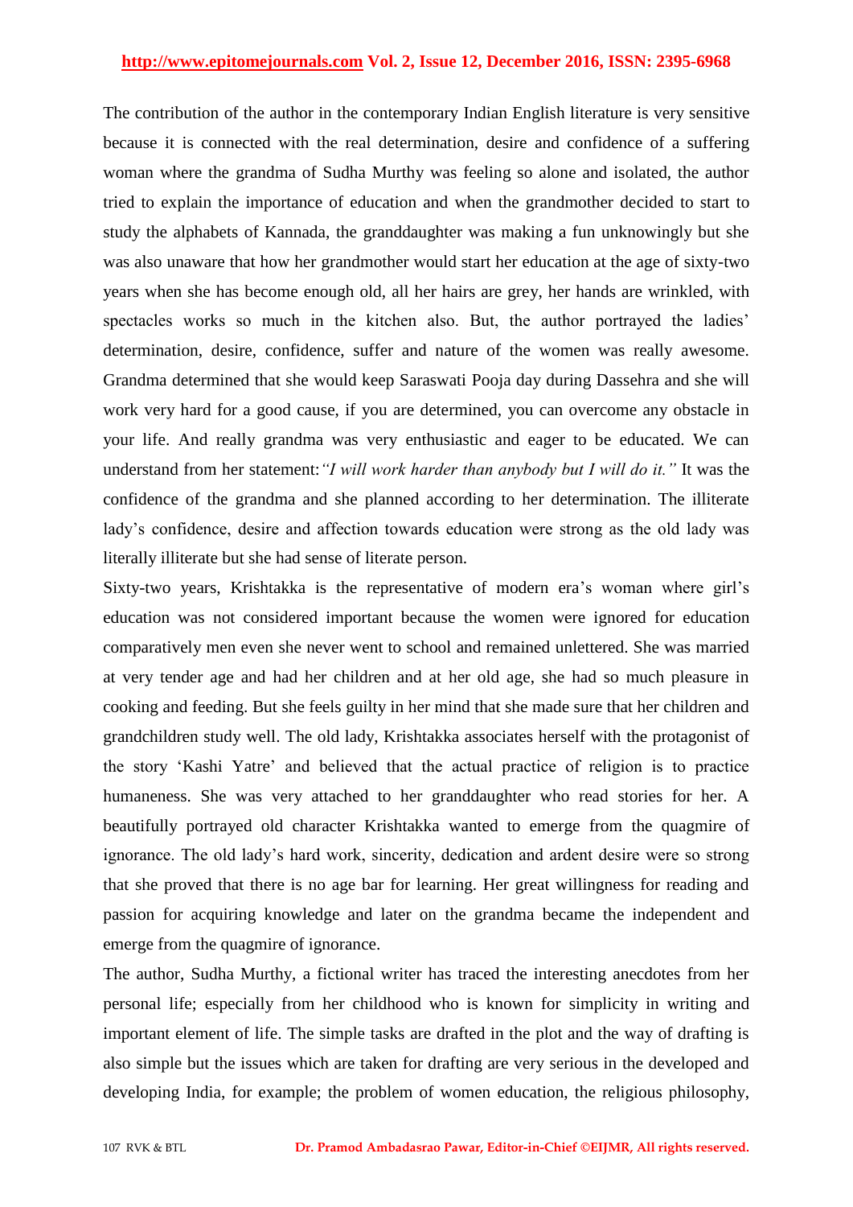The contribution of the author in the contemporary Indian English literature is very sensitive because it is connected with the real determination, desire and confidence of a suffering woman where the grandma of Sudha Murthy was feeling so alone and isolated, the author tried to explain the importance of education and when the grandmother decided to start to study the alphabets of Kannada, the granddaughter was making a fun unknowingly but she was also unaware that how her grandmother would start her education at the age of sixty-two years when she has become enough old, all her hairs are grey, her hands are wrinkled, with spectacles works so much in the kitchen also. But, the author portrayed the ladies' determination, desire, confidence, suffer and nature of the women was really awesome. Grandma determined that she would keep Saraswati Pooja day during Dassehra and she will work very hard for a good cause, if you are determined, you can overcome any obstacle in your life. And really grandma was very enthusiastic and eager to be educated. We can understand from her statement:*"I will work harder than anybody but I will do it."* It was the confidence of the grandma and she planned according to her determination. The illiterate lady's confidence, desire and affection towards education were strong as the old lady was literally illiterate but she had sense of literate person.

Sixty-two years, Krishtakka is the representative of modern era's woman where girl's education was not considered important because the women were ignored for education comparatively men even she never went to school and remained unlettered. She was married at very tender age and had her children and at her old age, she had so much pleasure in cooking and feeding. But she feels guilty in her mind that she made sure that her children and grandchildren study well. The old lady, Krishtakka associates herself with the protagonist of the story 'Kashi Yatre' and believed that the actual practice of religion is to practice humaneness. She was very attached to her granddaughter who read stories for her. A beautifully portrayed old character Krishtakka wanted to emerge from the quagmire of ignorance. The old lady's hard work, sincerity, dedication and ardent desire were so strong that she proved that there is no age bar for learning. Her great willingness for reading and passion for acquiring knowledge and later on the grandma became the independent and emerge from the quagmire of ignorance.

The author, Sudha Murthy, a fictional writer has traced the interesting anecdotes from her personal life; especially from her childhood who is known for simplicity in writing and important element of life. The simple tasks are drafted in the plot and the way of drafting is also simple but the issues which are taken for drafting are very serious in the developed and developing India, for example; the problem of women education, the religious philosophy,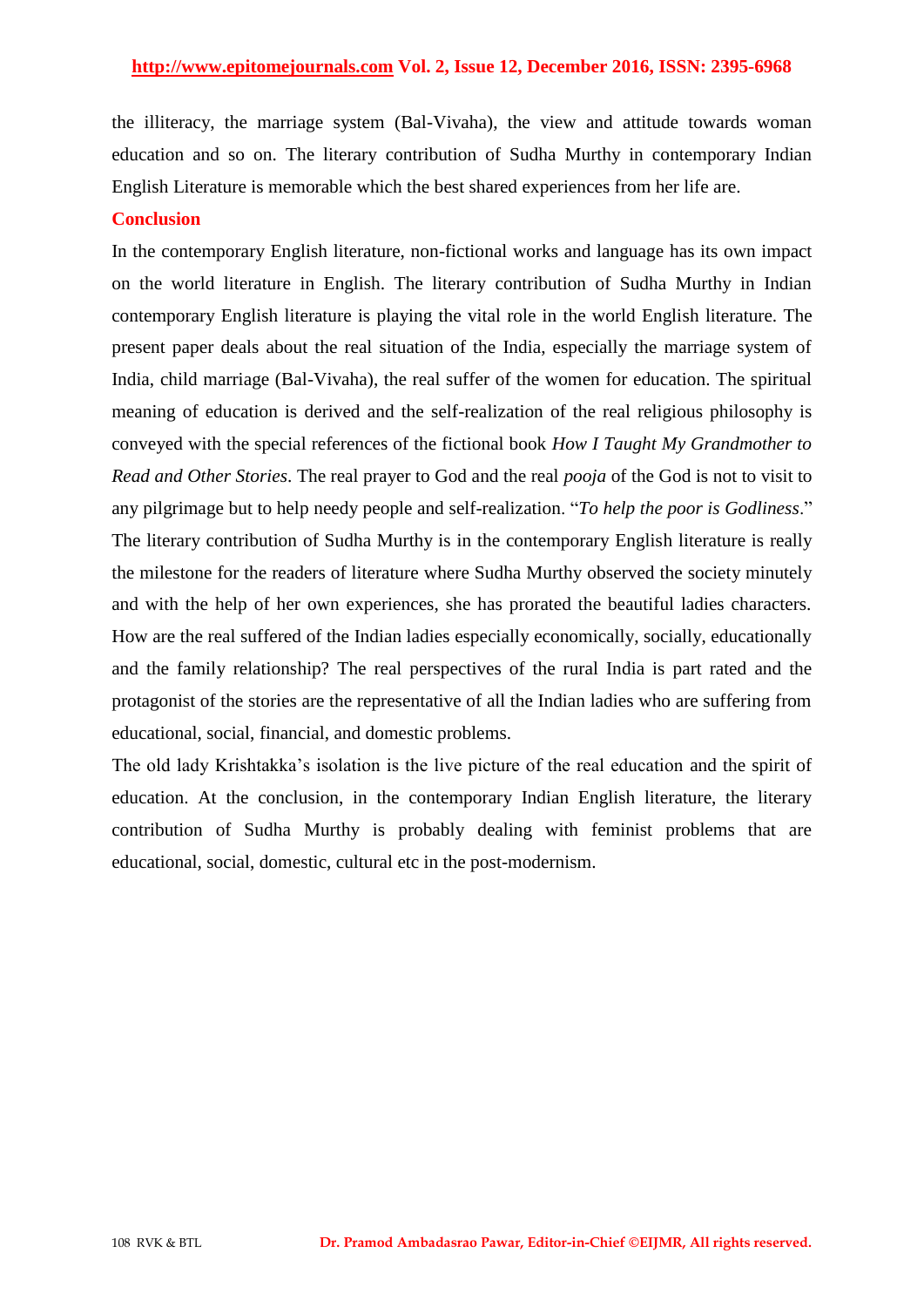the illiteracy, the marriage system (Bal-Vivaha), the view and attitude towards woman education and so on. The literary contribution of Sudha Murthy in contemporary Indian English Literature is memorable which the best shared experiences from her life are.

## Conclusion

In the contemporary English literature, non-fictional works and language has its own impact on the world literature in English. The literary contribution of Sudha Murthy in Indian contemporary English literature is playing the vital role in the world English literature. The present paper deals about the real situation of the India, especially the marriage system of India, child marriage (Bal-Vivaha), the real suffer of the women for education. The spiritual meaning of education is derived and the self-realization of the real religious philosophy is conveyed with the special references of the fictional book *How I Taught My Grandmother to Read and Other Stories*. The real prayer to God and the real *pooja* of the God is not to visit to any pilgrimage but to help needy people and self-realization. "*To help the poor is Godliness*." The literary contribution of Sudha Murthy is in the contemporary English literature is really the milestone for the readers of literature where Sudha Murthy observed the society minutely and with the help of her own experiences, she has prorated the beautiful ladies characters. How are the real suffered of the Indian ladies especially economically, socially, educationally and the family relationship? The real perspectives of the rural India is part rated and the protagonist of the stories are the representative of all the Indian ladies who are suffering from educational, social, financial, and domestic problems.

The old lady Krishtakka's isolation is the live picture of the real education and the spirit of education. At the conclusion, in the contemporary Indian English literature, the literary contribution of Sudha Murthy is probably dealing with feminist problems that are educational, social, domestic, cultural etc in the post-modernism.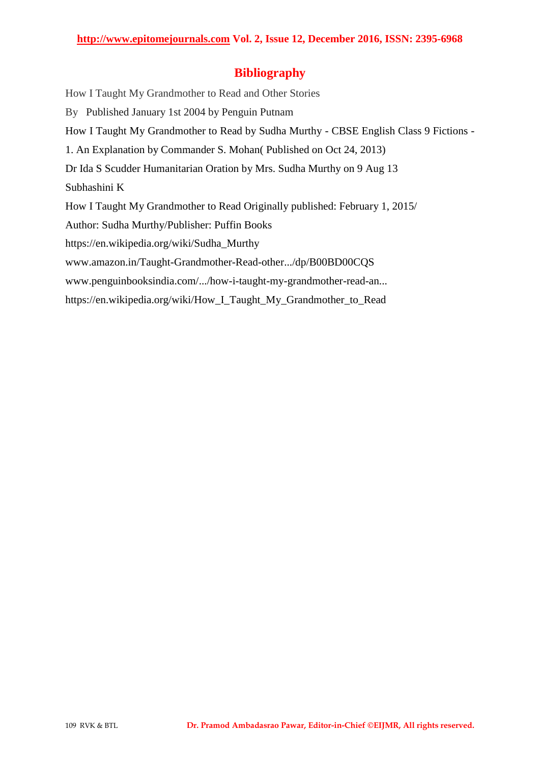# Bibliography

How I Taught My Grandmother to Read and Other Stories

By  Published January 1st 2004 by Penguin Putnam

How I Taught My Grandmother to Read by Sudha Murthy - CBSE English Class 9 Fictions -

1. An Explanation by Commander S. Mohan( Published on Oct 24, 2013)

Dr Ida S Scudder Humanitarian Oration by Mrs. Sudha Murthy on 9 Aug 13

Subhashini K

How I Taught My Grandmother to Read Originally published: February 1, 2015/

Author: Sudha Murthy/Publisher: Puffin Books

https://en.wikipedia.org/wiki/Sudha_Murthy

www.amazon.in/Taught-Grandmother-Read-other.../dp/B00BD00CQS

www.penguinbooksindia.com/.../how-i-taught-my-grandmother-read-an...

https://en.wikipedia.org/wiki/How_I_Taught_My_Grandmother_to_Read